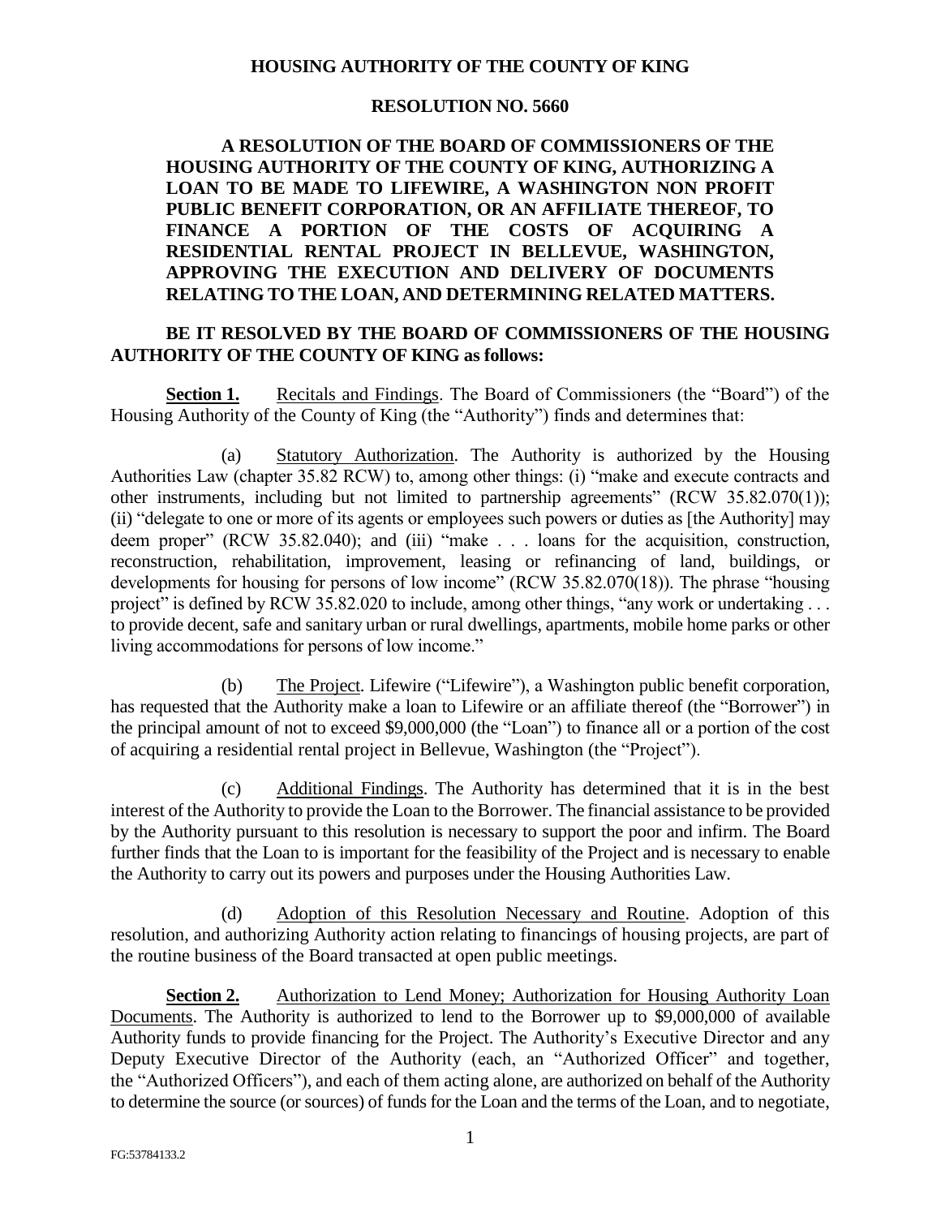**HOUSING AUTHORITY OF THE COUNTY OF KING**

**RESOLUTION NO. 5660**

**A RESOLUTION OF THE BOARD OF COMMISSIONERS OF THE HOUSING AUTHORITY OF THE COUNTY OF KING, AUTHORIZING A LOAN TO BE MADE TO LIFEWIRE, A WASHINGTON NON PROFIT PUBLIC BENEFIT CORPORATION, OR AN AFFILIATE THEREOF, TO FINANCE A PORTION OF THE COSTS OF ACQUIRING A RESIDENTIAL RENTAL PROJECT IN BELLEVUE, WASHINGTON, APPROVING THE EXECUTION AND DELIVERY OF DOCUMENTS RELATING TO THE LOAN, AND DETERMINING RELATED MATTERS.**

**BE IT RESOLVED BY THE BOARD OF COMMISSIONERS OF THE HOUSING AUTHORITY OF THE COUNTY OF KING as follows:**

**Section 1.** Recitals and Findings. The Board of Commissioners (the "Board") of the Housing Authority of the County of King (the "Authority") finds and determines that:

(a) Statutory Authorization. The Authority is authorized by the Housing Authorities Law (chapter 35.82 RCW) to, among other things: (i) "make and execute contracts and other instruments, including but not limited to partnership agreements" (RCW 35.82.070(1)); (ii) "delegate to one or more of its agents or employees such powers or duties as [the Authority] may deem proper" (RCW 35.82.040); and (iii) "make . . . loans for the acquisition, construction, reconstruction, rehabilitation, improvement, leasing or refinancing of land, buildings, or developments for housing for persons of low income" (RCW 35.82.070(18)). The phrase "housing project" is defined by RCW 35.82.020 to include, among other things, "any work or undertaking . . . to provide decent, safe and sanitary urban or rural dwellings, apartments, mobile home parks or other living accommodations for persons of low income."

(b) The Project. Lifewire ("Lifewire"), a Washington public benefit corporation, has requested that the Authority make a loan to Lifewire or an affiliate thereof (the "Borrower") in the principal amount of not to exceed $9,000,000 (the "Loan") to finance all or a portion of the cost of acquiring a residential rental project in Bellevue, Washington (the "Project").

(c) Additional Findings. The Authority has determined that it is in the best interest of the Authority to provide the Loan to the Borrower. The financial assistance to be provided by the Authority pursuant to this resolution is necessary to support the poor and infirm. The Board further finds that the Loan to is important for the feasibility of the Project and is necessary to enable the Authority to carry out its powers and purposes under the Housing Authorities Law.

(d) Adoption of this Resolution Necessary and Routine. Adoption of this resolution, and authorizing Authority action relating to financings of housing projects, are part of the routine business of the Board transacted at open public meetings.

**Section 2.** Authorization to Lend Money; Authorization for Housing Authority Loan Documents. The Authority is authorized to lend to the Borrower up to $9,000,000 of available Authority funds to provide financing for the Project. The Authority's Executive Director and any Deputy Executive Director of the Authority (each, an "Authorized Officer" and together, the "Authorized Officers"), and each of them acting alone, are authorized on behalf of the Authority to determine the source (or sources) of funds for the Loan and the terms of the Loan, and to negotiate,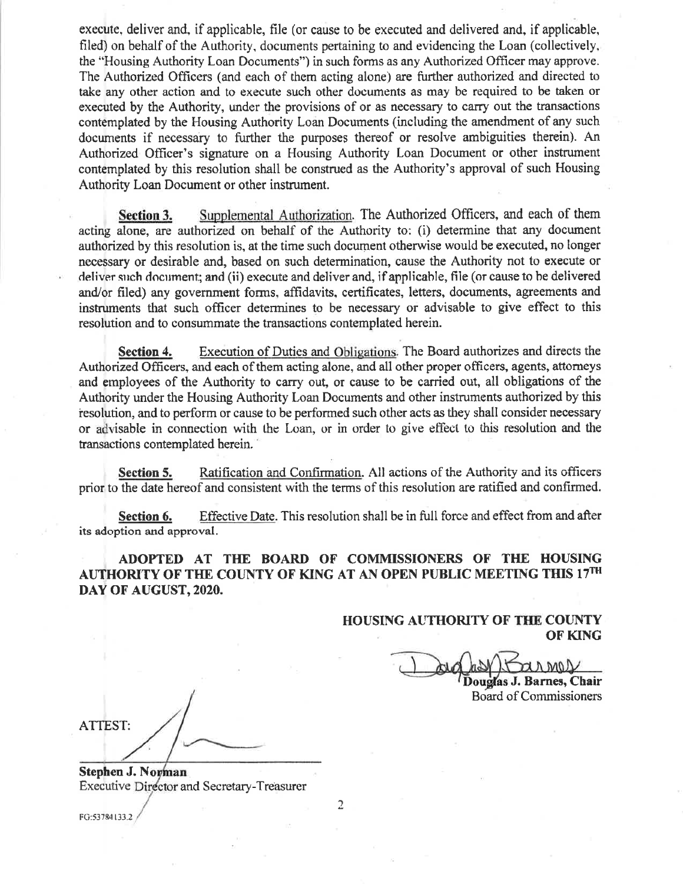execute, deliver and, if applicable, file (or cause to be executed and delivered and, if applicable, filed) on behalf of the Authority, documents pertaining to and evidencing the Loan (collectively, the "Housing Authority Loan Documents") in such forms as any Authorized Officer may approve. The Authorized Officers (and each of them acting alone) are further authorized and directed to take any other action and to execute such other documents as may be required to be taken or executed by the Authority, under the provisions of or as necessary to carry out the transactions contemplated by the Housing Authority Loan Documents (including the amendment of any such documents if necessary to further the purposes thereof or resolve ambiguities therein). An Authorized Officer's signature on a Housing Authority Loan Document or other instrument contemplated by this resolution shall be construed as the Authority's approval of such Housing Authority Loan Document or other instrument.

**Section 3.** Supplemental Authorization. The Authorized Officers, and each of them acting alone, are authorized on behalf of the Authority to: (i) determine that any document authorized by this resolution is, at the time such document otherwise would be executed, no longer necessary or desirable and, based on such determination, cause the Authority not to execute or deliver such document; and (ii) execute and deliver and, if applicable, file (or cause to be delivered and/or filed) any government forms, affidavits, certificates, letters, documents, agreements and instruments that such officer determines to be necessary or advisable to give effect to this resolution and to consummate the transactions contemplated herein.

**Section 4.** Execution of Duties and Obligations. The Board authorizes and directs the Authorized Officers, and each of them acting alone, and all other proper officers, agents, attorneys and employees of the Authority to carry out, or cause to be carried out, all obligations of the Authority under the Housing Authority Loan Documents and other instruments authorized by this resolution, and to perform or cause to be performed such other acts as they shall consider necessary or advisable in connection with the Loan, or in order to give effect to this resolution and the transactions contemplated herein.

**Section 5.** Ratification and Confirmation. All actions of the Authority and its officers prior to the date hereof and consistent with the terms of this resolution are ratified and confirmed.

**Section 6.** Effective Date. This resolution shall be in full force and effect from and after its adoption and approval.

**ADOPTED AT THE BOARD OF COMMISSIONERS OF THE HOUSING AUTHORITY OF THE COUNTY OF KING AT AN OPEN PUBLIC MEETING THIS 17TH DAY OF AUGUST, 2020.**

**HOUSING AUTHORITY OF THE COUNTY OF KING**

**Douglas J. Barnes, Chair**
Board of Commissioners

ATTEST:

**Stephen J. Norman**
Executive Director and Secretary-Treasurer

FG:53784133.2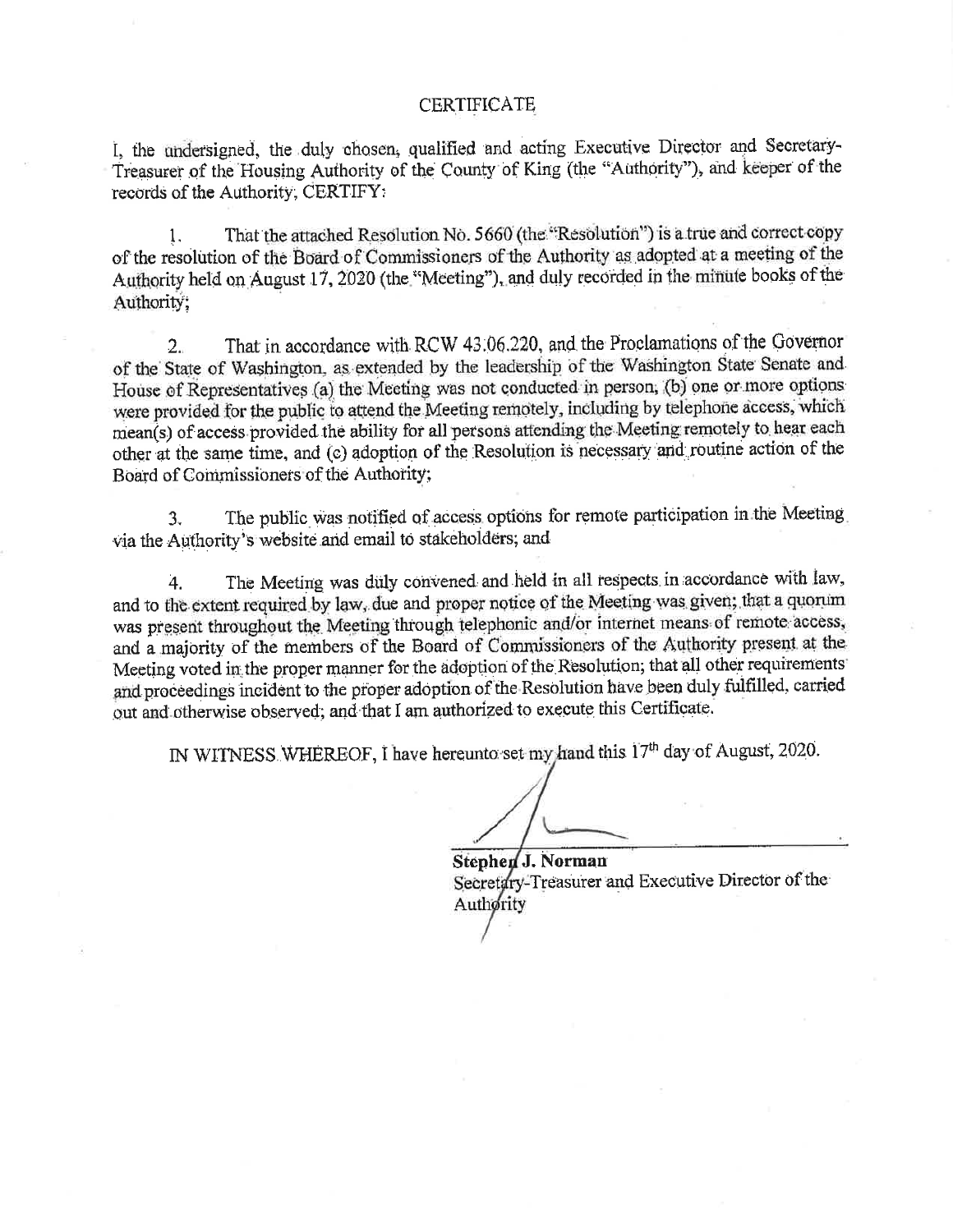# CERTIFICATE

I, the undersigned, the duly chosen, qualified and acting Executive Director and Secretary-Treasurer of the Housing Authority of the County of King (the "Authority"), and keeper of the records of the Authority, CERTIFY:

1. That the attached Resolution No. 5660 (the "Resolution") is a true and correct copy of the resolution of the Board of Commissioners of the Authority as adopted at a meeting of the Authority held on August 17, 2020 (the "Meeting"), and duly recorded in the minute books of the Authority;

2. That in accordance with RCW 43.06.220, and the Proclamations of the Governor of the State of Washington, as extended by the leadership of the Washington State Senate and House of Representatives (a) the Meeting was not conducted in person, (b) one or more options were provided for the public to attend the Meeting remotely, including by telephone access, which mean(s) of access provided the ability for all persons attending the Meeting remotely to hear each other at the same time, and (c) adoption of the Resolution is necessary and routine action of the Board of Commissioners of the Authority;

3. The public was notified of access options for remote participation in the Meeting via the Authority's website and email to stakeholders; and

4. The Meeting was duly convened and held in all respects in accordance with law, and to the extent required by law, due and proper notice of the Meeting was given; that a quorum was present throughout the Meeting through telephonic and/or internet means of remote access, and a majority of the members of the Board of Commissioners of the Authority present at the Meeting voted in the proper manner for the adoption of the Resolution; that all other requirements and proceedings incident to the proper adoption of the Resolution have been duly fulfilled, carried out and otherwise observed; and that I am authorized to execute this Certificate.

IN WITNESS WHEREOF, I have hereunto set my hand this 17th day of August, 2020.

**Stephen J. Norman**
Secretary-Treasurer and Executive Director of the Authority